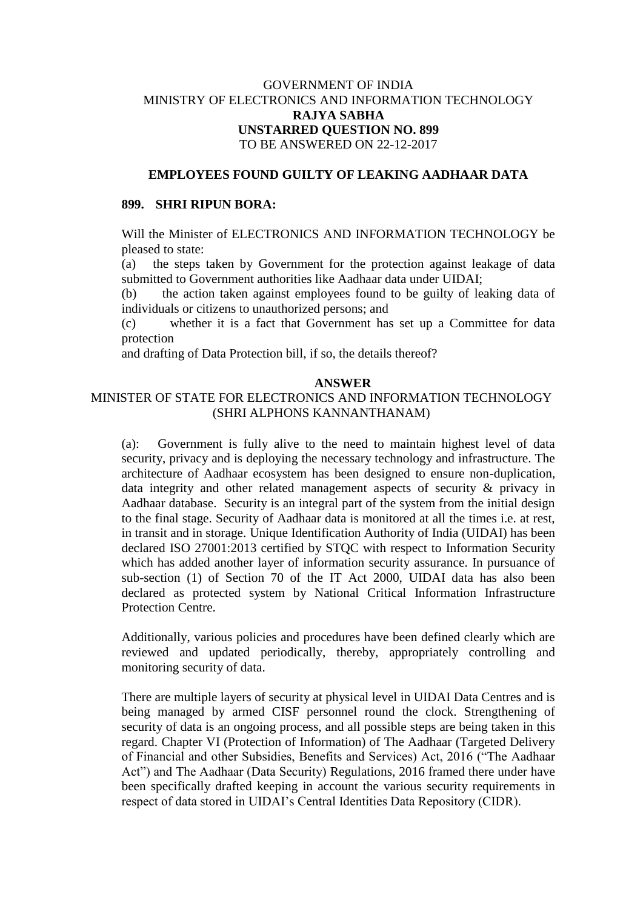GOVERNMENT OF INDIA
MINISTRY OF ELECTRONICS AND INFORMATION TECHNOLOGY
**RAJYA SABHA**
**UNSTARRED QUESTION NO. 899**
TO BE ANSWERED ON 22-12-2017

**EMPLOYEES FOUND GUILTY OF LEAKING AADHAAR DATA**

**899. SHRI RIPUN BORA:**

Will the Minister of ELECTRONICS AND INFORMATION TECHNOLOGY be pleased to state:

(a) the steps taken by Government for the protection against leakage of data submitted to Government authorities like Aadhaar data under UIDAI;

(b) the action taken against employees found to be guilty of leaking data of individuals or citizens to unauthorized persons; and

(c) whether it is a fact that Government has set up a Committee for data protection
and drafting of Data Protection bill, if so, the details thereof?

**ANSWER**

MINISTER OF STATE FOR ELECTRONICS AND INFORMATION TECHNOLOGY
(SHRI ALPHONS KANNANTHANAM)

(a): Government is fully alive to the need to maintain highest level of data security, privacy and is deploying the necessary technology and infrastructure. The architecture of Aadhaar ecosystem has been designed to ensure non-duplication, data integrity and other related management aspects of security & privacy in Aadhaar database. Security is an integral part of the system from the initial design to the final stage. Security of Aadhaar data is monitored at all the times i.e. at rest, in transit and in storage. Unique Identification Authority of India (UIDAI) has been declared ISO 27001:2013 certified by STQC with respect to Information Security which has added another layer of information security assurance. In pursuance of sub-section (1) of Section 70 of the IT Act 2000, UIDAI data has also been declared as protected system by National Critical Information Infrastructure Protection Centre.

Additionally, various policies and procedures have been defined clearly which are reviewed and updated periodically, thereby, appropriately controlling and monitoring security of data.

There are multiple layers of security at physical level in UIDAI Data Centres and is being managed by armed CISF personnel round the clock. Strengthening of security of data is an ongoing process, and all possible steps are being taken in this regard. Chapter VI (Protection of Information) of The Aadhaar (Targeted Delivery of Financial and other Subsidies, Benefits and Services) Act, 2016 ("The Aadhaar Act") and The Aadhaar (Data Security) Regulations, 2016 framed there under have been specifically drafted keeping in account the various security requirements in respect of data stored in UIDAI's Central Identities Data Repository (CIDR).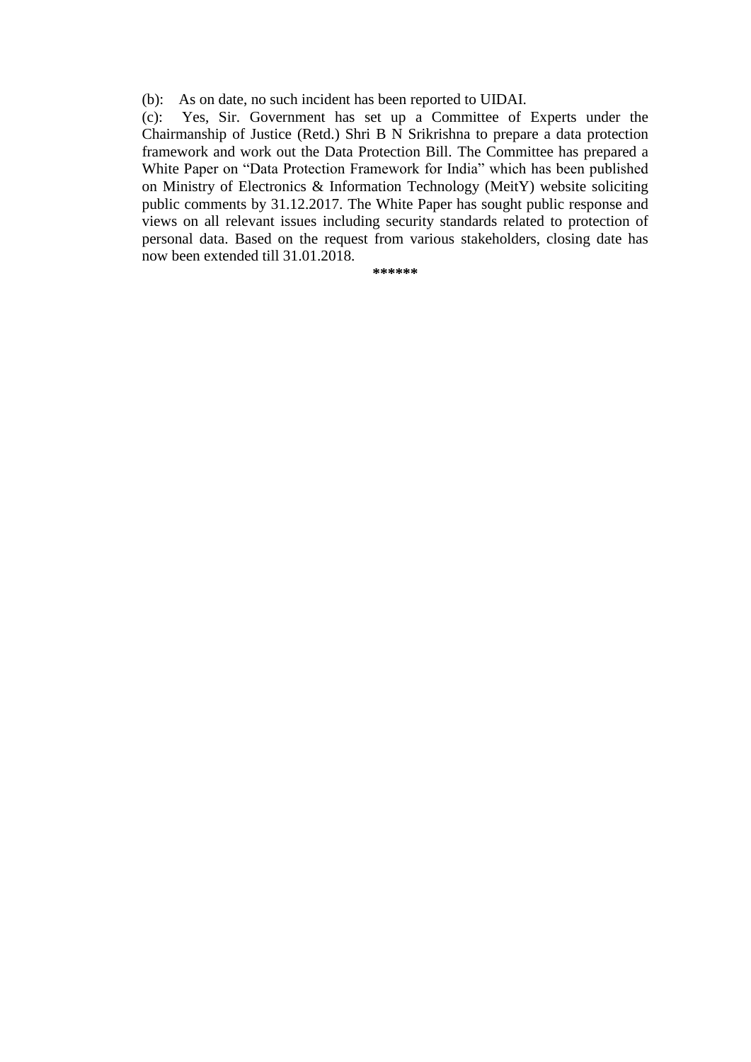(b): As on date, no such incident has been reported to UIDAI.

(c): Yes, Sir. Government has set up a Committee of Experts under the Chairmanship of Justice (Retd.) Shri B N Srikrishna to prepare a data protection framework and work out the Data Protection Bill. The Committee has prepared a White Paper on "Data Protection Framework for India" which has been published on Ministry of Electronics & Information Technology (MeitY) website soliciting public comments by 31.12.2017. The White Paper has sought public response and views on all relevant issues including security standards related to protection of personal data. Based on the request from various stakeholders, closing date has now been extended till 31.01.2018.

******